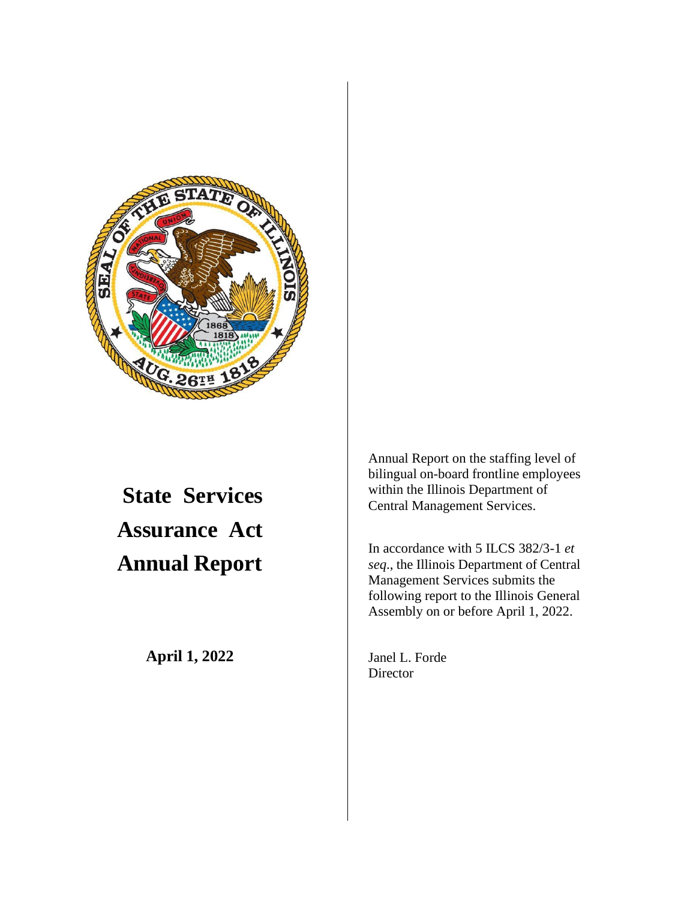# State Services Assurance Act Annual Report

**April 1, 2022**

Annual Report on the staffing level of bilingual on-board frontline employees within the Illinois Department of Central Management Services.

In accordance with 5 ILCS 382/3-1 *et seq*., the Illinois Department of Central Management Services submits the following report to the Illinois General Assembly on or before April 1, 2022.

Janel L. Forde
Director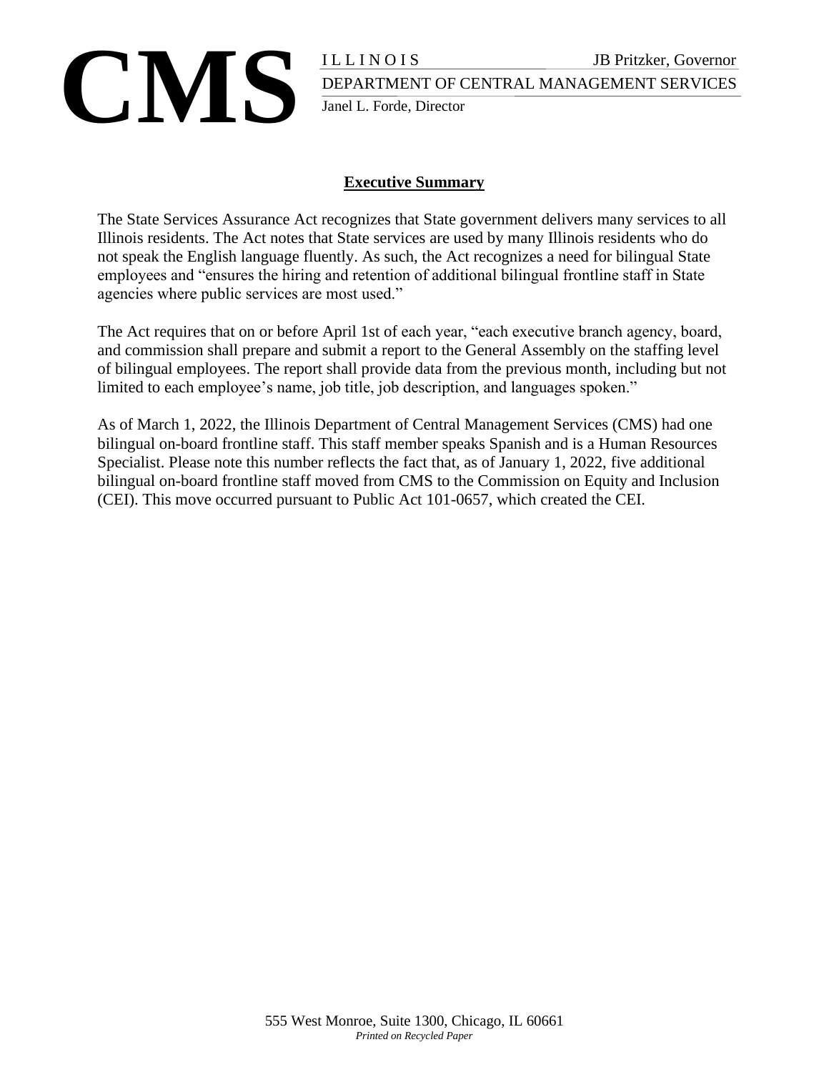**CMS**

ILLINOIS JB Pritzker, Governor
DEPARTMENT OF CENTRAL MANAGEMENT SERVICES
Janel L. Forde, Director

## Executive Summary

The State Services Assurance Act recognizes that State government delivers many services to all Illinois residents. The Act notes that State services are used by many Illinois residents who do not speak the English language fluently. As such, the Act recognizes a need for bilingual State employees and "ensures the hiring and retention of additional bilingual frontline staff in State agencies where public services are most used."

The Act requires that on or before April 1st of each year, "each executive branch agency, board, and commission shall prepare and submit a report to the General Assembly on the staffing level of bilingual employees. The report shall provide data from the previous month, including but not limited to each employee's name, job title, job description, and languages spoken."

As of March 1, 2022, the Illinois Department of Central Management Services (CMS) had one bilingual on-board frontline staff. This staff member speaks Spanish and is a Human Resources Specialist. Please note this number reflects the fact that, as of January 1, 2022, five additional bilingual on-board frontline staff moved from CMS to the Commission on Equity and Inclusion (CEI). This move occurred pursuant to Public Act 101-0657, which created the CEI.

555 West Monroe, Suite 1300, Chicago, IL 60661
*Printed on Recycled Paper*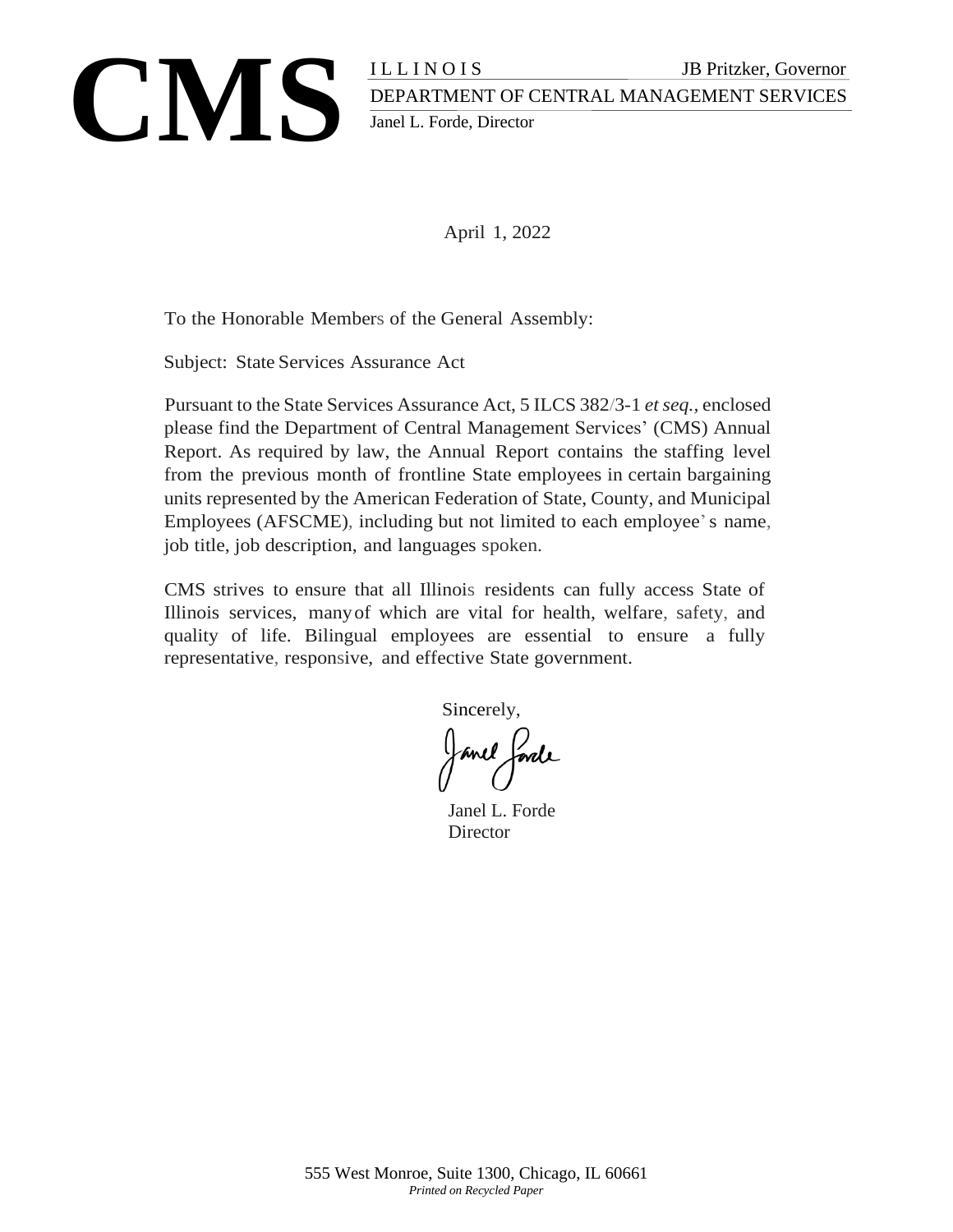**CMS**

ILLINOIS JB Pritzker, Governor

DEPARTMENT OF CENTRAL MANAGEMENT SERVICES

Janel L. Forde, Director

April 1, 2022

To the Honorable Members of the General Assembly:

Subject: State Services Assurance Act

Pursuant to the State Services Assurance Act, 5 ILCS 382/3-1 *et seq.*, enclosed please find the Department of Central Management Services' (CMS) Annual Report. As required by law, the Annual Report contains the staffing level from the previous month of frontline State employees in certain bargaining units represented by the American Federation of State, County, and Municipal Employees (AFSCME), including but not limited to each employee's name, job title, job description, and languages spoken.

CMS strives to ensure that all Illinois residents can fully access State of Illinois services, many of which are vital for health, welfare, safety, and quality of life. Bilingual employees are essential to ensure a fully representative, responsive, and effective State government.

Sincerely,

Janel L. Forde
Director

555 West Monroe, Suite 1300, Chicago, IL 60661
*Printed on Recycled Paper*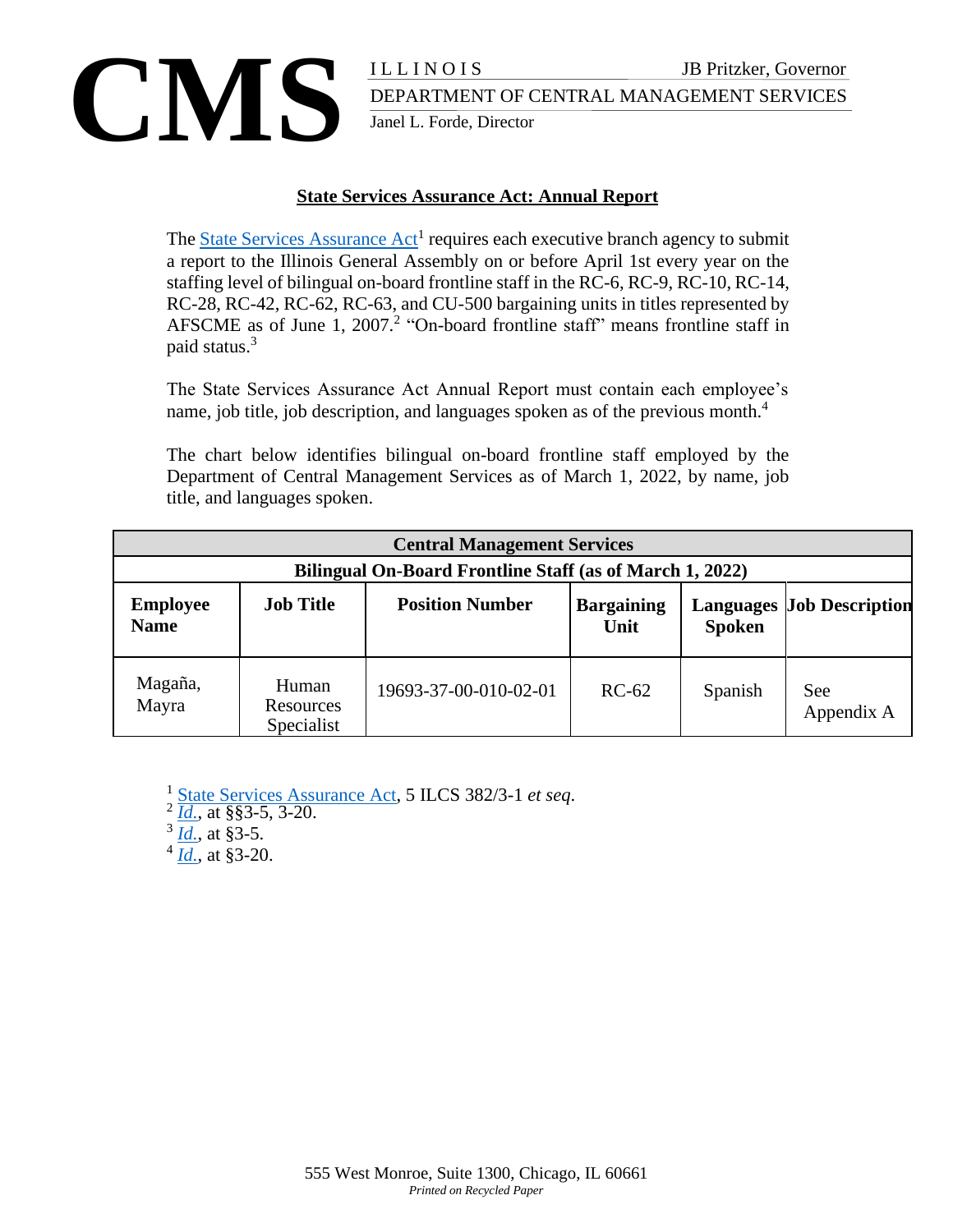**CMS**

ILLINOIS — JB Pritzker, Governor
DEPARTMENT OF CENTRAL MANAGEMENT SERVICES
Janel L. Forde, Director

## State Services Assurance Act: Annual Report

The State Services Assurance Act[1] requires each executive branch agency to submit a report to the Illinois General Assembly on or before April 1st every year on the staffing level of bilingual on-board frontline staff in the RC-6, RC-9, RC-10, RC-14, RC-28, RC-42, RC-62, RC-63, and CU-500 bargaining units in titles represented by AFSCME as of June 1, 2007.[2] "On-board frontline staff" means frontline staff in paid status.[3]

The State Services Assurance Act Annual Report must contain each employee's name, job title, job description, and languages spoken as of the previous month.[4]

The chart below identifies bilingual on-board frontline staff employed by the Department of Central Management Services as of March 1, 2022, by name, job title, and languages spoken.

| Central Management Services | | | | | |
|---|---|---|---|---|---|
| Bilingual On-Board Frontline Staff (as of March 1, 2022) | | | | | |
| **Employee Name** | **Job Title** | **Position Number** | **Bargaining Unit** | **Languages Spoken** | **Job Description** |
| Magaña, Mayra | Human Resources Specialist | 19693-37-00-010-02-01 | RC-62 | Spanish | See Appendix A |

[1] State Services Assurance Act, 5 ILCS 382/3-1 *et seq*.
[2] *Id.*, at §§3-5, 3-20.
[3] *Id.*, at §3-5.
[4] *Id.*, at §3-20.

555 West Monroe, Suite 1300, Chicago, IL 60661
*Printed on Recycled Paper*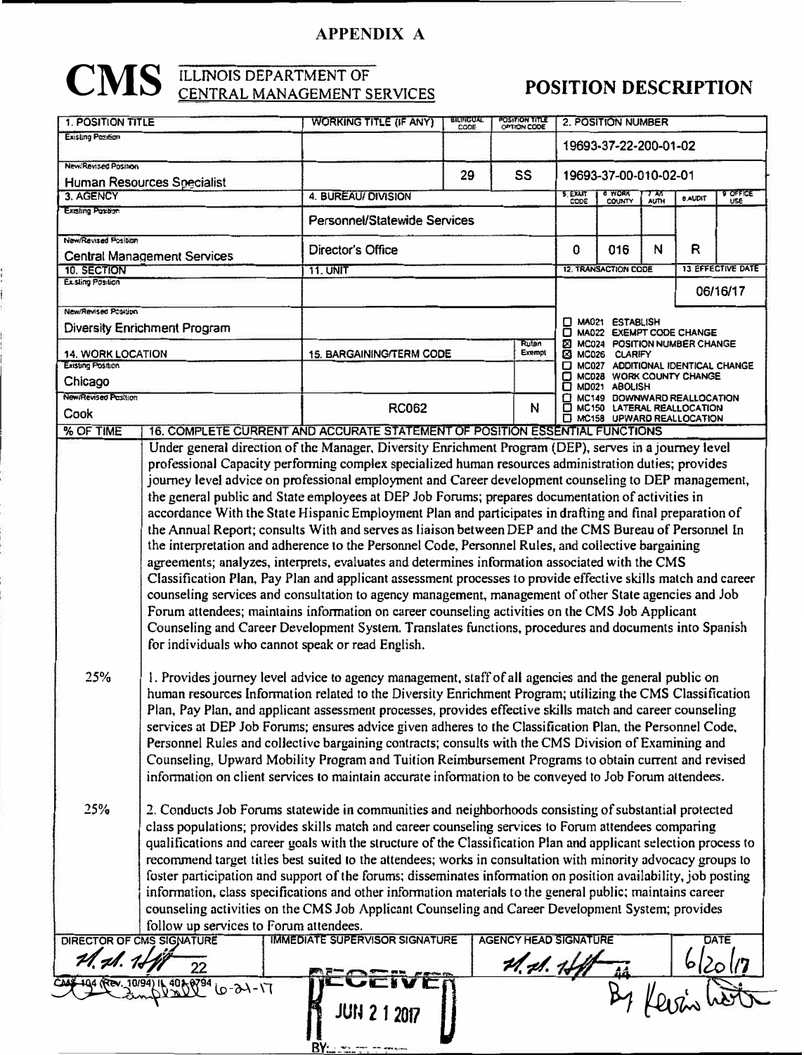## APPENDIX A

# CMS ILLINOIS DEPARTMENT OF CENTRAL MANAGEMENT SERVICES

## POSITION DESCRIPTION

| 1. POSITION TITLE | WORKING TITLE (IF ANY) | BILINGUAL CODE | POSITION TITLE OPTION CODE | 2. POSITION NUMBER |
|---|---|---|---|---|
| Existing Position | | | | 19693-37-22-200-01-02 |
| New/Revised Position: Human Resources Specialist | | 29 | SS | 19693-37-00-010-02-01 |

| 3. AGENCY | 4. BUREAU/ DIVISION | 5. EXMT CODE | 6. WORK COUNTY | 7. AN AUTH | 8. AUDIT | 9. OFFICE USE |
|---|---|---|---|---|---|---|
| Existing Position | Personnel/Statewide Services | | | | | |
| New/Revised Position: Central Management Services | Director's Office | 0 | 016 | N | R | |

| 10. SECTION | 11. UNIT | 12. TRANSACTION CODE | 13. EFFECTIVE DATE |
|---|---|---|---|
| Existing Position | | | 06/16/17 |
| New/Revised Position: Diversity Enrichment Program | | ☐ MA021 ESTABLISH<br>☐ MA022 EXEMPT CODE CHANGE<br>☒ MC024 POSITION NUMBER CHANGE<br>☒ MC026 CLARIFY<br>☐ MC027 ADDITIONAL IDENTICAL CHANGE<br>☐ MC028 WORK COUNTY CHANGE<br>☐ MD021 ABOLISH<br>☐ MC149 DOWNWARD REALLOCATION<br>☐ MC150 LATERAL REALLOCATION<br>☐ MC158 UPWARD REALLOCATION | |

| 14. WORK LOCATION | 15. BARGAINING/TERM CODE | Rutan Exempt |
|---|---|---|
| Existing Position: Chicago | | |
| New/Revised Position: Cook | RC062 | N |

| % OF TIME | 16. COMPLETE CURRENT AND ACCURATE STATEMENT OF POSITION ESSENTIAL FUNCTIONS |
|---|---|
| | Under general direction of the Manager, Diversity Enrichment Program (DEP), serves in a journey level professional Capacity performing complex specialized human resources administration duties; provides journey level advice on professional employment and Career development counseling to DEP management, the general public and State employees at DEP Job Forums; prepares documentation of activities in accordance With the State Hispanic Employment Plan and participates in drafting and final preparation of the Annual Report; consults With and serves as liaison between DEP and the CMS Bureau of Personnel In the interpretation and adherence to the Personnel Code, Personnel Rules, and collective bargaining agreements; analyzes, interprets, evaluates and determines information associated with the CMS Classification Plan, Pay Plan and applicant assessment processes to provide effective skills match and career counseling services and consultation to agency management, management of other State agencies and Job Forum attendees; maintains information on career counseling activities on the CMS Job Applicant Counseling and Career Development System. Translates functions, procedures and documents into Spanish for individuals who cannot speak or read English. |
| 25% | 1. Provides journey level advice to agency management, staff of all agencies and the general public on human resources Information related to the Diversity Enrichment Program; utilizing the CMS Classification Plan, Pay Plan, and applicant assessment processes, provides effective skills match and career counseling services at DEP Job Forums; ensures advice given adheres to the Classification Plan, the Personnel Code, Personnel Rules and collective bargaining contracts; consults with the CMS Division of Examining and Counseling, Upward Mobility Program and Tuition Reimbursement Programs to obtain current and revised information on client services to maintain accurate information to be conveyed to Job Forum attendees. |
| 25% | 2. Conducts Job Forums statewide in communities and neighborhoods consisting of substantial protected class populations; provides skills match and career counseling services to Forum attendees comparing qualifications and career goals with the structure of the Classification Plan and applicant selection process to recommend target titles best suited to the attendees; works in consultation with minority advocacy groups to foster participation and support of the forums; disseminates information on position availability, job posting information, class specifications and other information materials to the general public; maintains career counseling activities on the CMS Job Applicant Counseling and Career Development System; provides follow up services to Forum attendees. |

| DIRECTOR OF CMS SIGNATURE | IMMEDIATE SUPERVISOR SIGNATURE | AGENCY HEAD SIGNATURE | DATE |
|---|---|---|---|
| M. M. Hff 22 | | M. M. Hff 44 | 6/20/17 |

CMS 104 (Rev. 10/94) IL 401-0794 Campbell 6-21-17

RECEIVED JUN 21 2017 BY:

By Kevin Hot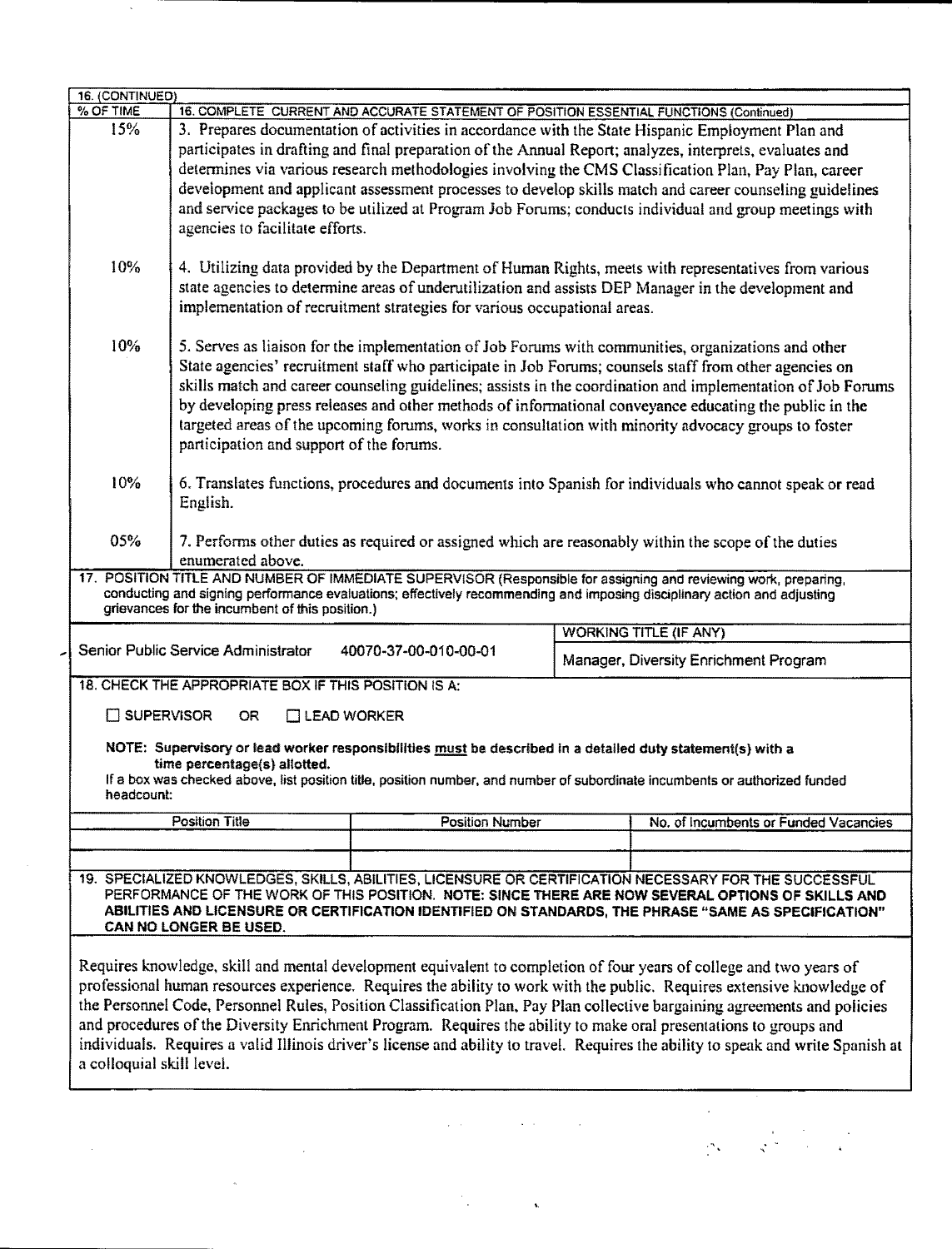16. (CONTINUED)

| % OF TIME | 16. COMPLETE CURRENT AND ACCURATE STATEMENT OF POSITION ESSENTIAL FUNCTIONS (Continued) |
|---|---|
| 15% | 3. Prepares documentation of activities in accordance with the State Hispanic Employment Plan and participates in drafting and final preparation of the Annual Report; analyzes, interprets, evaluates and determines via various research methodologies involving the CMS Classification Plan, Pay Plan, career development and applicant assessment processes to develop skills match and career counseling guidelines and service packages to be utilized at Program Job Forums; conducts individual and group meetings with agencies to facilitate efforts. |
| 10% | 4. Utilizing data provided by the Department of Human Rights, meets with representatives from various state agencies to determine areas of underutilization and assists DEP Manager in the development and implementation of recruitment strategies for various occupational areas. |
| 10% | 5. Serves as liaison for the implementation of Job Forums with communities, organizations and other State agencies' recruitment staff who participate in Job Forums; counsels staff from other agencies on skills match and career counseling guidelines; assists in the coordination and implementation of Job Forums by developing press releases and other methods of informational conveyance educating the public in the targeted areas of the upcoming forums, works in consultation with minority advocacy groups to foster participation and support of the forums. |
| 10% | 6. Translates functions, procedures and documents into Spanish for individuals who cannot speak or read English. |
| 05% | 7. Performs other duties as required or assigned which are reasonably within the scope of the duties enumerated above. |

17. POSITION TITLE AND NUMBER OF IMMEDIATE SUPERVISOR (Responsible for assigning and reviewing work, preparing, conducting and signing performance evaluations; effectively recommending and imposing disciplinary action and adjusting grievances for the incumbent of this position.)

| | | WORKING TITLE (IF ANY) |
|---|---|---|
| Senior Public Service Administrator | 40070-37-00-010-00-01 | Manager, Diversity Enrichment Program |

18. CHECK THE APPROPRIATE BOX IF THIS POSITION IS A:

☐ SUPERVISOR OR ☐ LEAD WORKER

**NOTE: Supervisory or lead worker responsibilities must be described in a detailed duty statement(s) with a time percentage(s) allotted.**

If a box was checked above, list position title, position number, and number of subordinate incumbents or authorized funded headcount:

| Position Title | Position Number | No. of Incumbents or Funded Vacancies |
|---|---|---|
| | | |
| | | |

19. SPECIALIZED KNOWLEDGES, SKILLS, ABILITIES, LICENSURE OR CERTIFICATION NECESSARY FOR THE SUCCESSFUL PERFORMANCE OF THE WORK OF THIS POSITION. NOTE: SINCE THERE ARE NOW SEVERAL OPTIONS OF SKILLS AND ABILITIES AND LICENSURE OR CERTIFICATION IDENTIFIED ON STANDARDS, THE PHRASE "SAME AS SPECIFICATION" CAN NO LONGER BE USED.

Requires knowledge, skill and mental development equivalent to completion of four years of college and two years of professional human resources experience. Requires the ability to work with the public. Requires extensive knowledge of the Personnel Code, Personnel Rules, Position Classification Plan, Pay Plan collective bargaining agreements and policies and procedures of the Diversity Enrichment Program. Requires the ability to make oral presentations to groups and individuals. Requires a valid Illinois driver's license and ability to travel. Requires the ability to speak and write Spanish at a colloquial skill level.